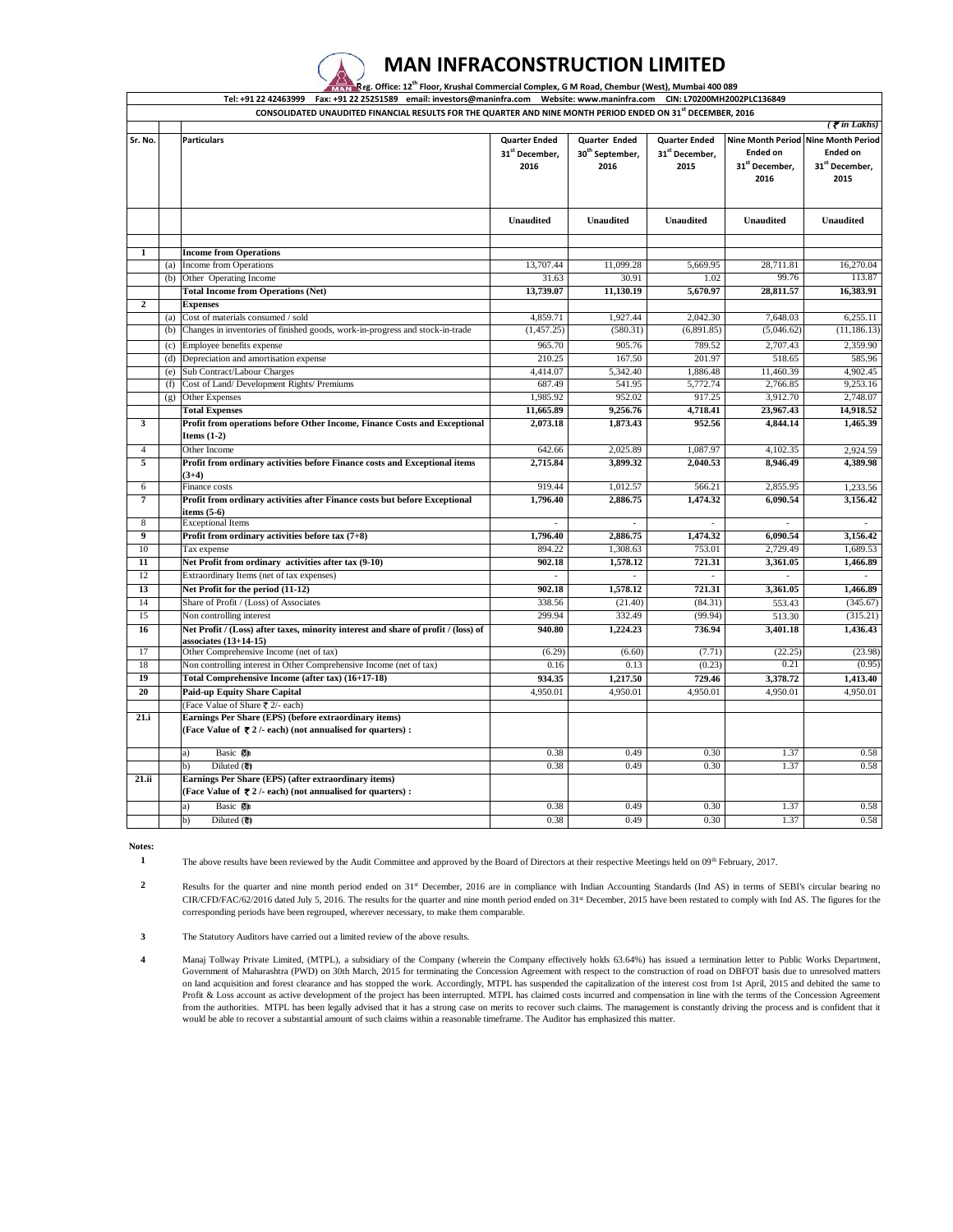# MAN INFRACONSTRUCTION LIMITED

Reg. Office: 12th Floor, Krushal Commercial Complex, G M Road, Chembur (West), Mumbai 400 089

Tel: +91 22 42463999 Fax: +91 22 25251589 email: investors@maninfra.com Website: www.maninfra.com CIN: L70200MH2002PLC136849

**CONSOLIDATED UNAUDITED FINANCIAL RESULTS FOR THE QUARTER AND NINE MONTH PERIOD ENDED ON 31st DECEMBER, 2016**

*(₹ in Lakhs)*

| Sr. No. | | Particulars | Quarter Ended 31st December, 2016 | Quarter Ended 30th September, 2016 | Quarter Ended 31st December, 2015 | Nine Month Period Ended on 31st December, 2016 | Nine Month Period Ended on 31st December, 2015 |
|---|---|---|---|---|---|---|---|
| | | | Unaudited | Unaudited | Unaudited | Unaudited | Unaudited |
| 1 | | **Income from Operations** | | | | | |
| | (a) | Income from Operations | 13,707.44 | 11,099.28 | 5,669.95 | 28,711.81 | 16,270.04 |
| | (b) | Other Operating Income | 31.63 | 30.91 | 1.02 | 99.76 | 113.87 |
| | | **Total Income from Operations (Net)** | **13,739.07** | **11,130.19** | **5,670.97** | **28,811.57** | **16,383.91** |
| 2 | | **Expenses** | | | | | |
| | (a) | Cost of materials consumed / sold | 4,859.71 | 1,927.44 | 2,042.30 | 7,648.03 | 6,255.11 |
| | (b) | Changes in inventories of finished goods, work-in-progress and stock-in-trade | (1,457.25) | (580.31) | (6,891.85) | (5,046.62) | (11,186.13) |
| | (c) | Employee benefits expense | 965.70 | 905.76 | 789.52 | 2,707.43 | 2,359.90 |
| | (d) | Depreciation and amortisation expense | 210.25 | 167.50 | 201.97 | 518.65 | 585.96 |
| | (e) | Sub Contract/Labour Charges | 4,414.07 | 5,342.40 | 1,886.48 | 11,460.39 | 4,902.45 |
| | (f) | Cost of Land/ Development Rights/ Premiums | 687.49 | 541.95 | 5,772.74 | 2,766.85 | 9,253.16 |
| | (g) | Other Expenses | 1,985.92 | 952.02 | 917.25 | 3,912.70 | 2,748.07 |
| | | **Total Expenses** | **11,665.89** | **9,256.76** | **4,718.41** | **23,967.43** | **14,918.52** |
| 3 | | **Profit from operations before Other Income, Finance Costs and Exceptional Items (1-2)** | **2,073.18** | **1,873.43** | **952.56** | **4,844.14** | **1,465.39** |
| 4 | | Other Income | 642.66 | 2,025.89 | 1,087.97 | 4,102.35 | 2,924.59 |
| 5 | | **Profit from ordinary activities before Finance costs and Exceptional items (3+4)** | **2,715.84** | **3,899.32** | **2,040.53** | **8,946.49** | **4,389.98** |
| 6 | | Finance costs | 919.44 | 1,012.57 | 566.21 | 2,855.95 | 1,233.56 |
| 7 | | **Profit from ordinary activities after Finance costs but before Exceptional items (5-6)** | **1,796.40** | **2,886.75** | **1,474.32** | **6,090.54** | **3,156.42** |
| 8 | | Exceptional Items | - | - | - | - | - |
| 9 | | **Profit from ordinary activities before tax (7+8)** | **1,796.40** | **2,886.75** | **1,474.32** | **6,090.54** | **3,156.42** |
| 10 | | Tax expense | 894.22 | 1,308.63 | 753.01 | 2,729.49 | 1,689.53 |
| 11 | | **Net Profit from ordinary activities after tax (9-10)** | **902.18** | **1,578.12** | **721.31** | **3,361.05** | **1,466.89** |
| 12 | | Extraordinary Items (net of tax expenses) | - | - | - | - | - |
| 13 | | **Net Profit for the period (11-12)** | **902.18** | **1,578.12** | **721.31** | **3,361.05** | **1,466.89** |
| 14 | | Share of Profit / (Loss) of Associates | 338.56 | (21.40) | (84.31) | 553.43 | (345.67) |
| 15 | | Non controlling interest | 299.94 | 332.49 | (99.94) | 513.30 | (315.21) |
| 16 | | **Net Profit / (Loss) after taxes, minority interest and share of profit / (loss) of associates (13+14-15)** | **940.80** | **1,224.23** | **736.94** | **3,401.18** | **1,436.43** |
| 17 | | Other Comprehensive Income (net of tax) | (6.29) | (6.60) | (7.71) | (22.25) | (23.98) |
| 18 | | Non controlling interest in Other Comprehensive Income (net of tax) | 0.16 | 0.13 | (0.23) | 0.21 | (0.95) |
| 19 | | **Total Comprehensive Income (after tax) (16+17-18)** | **934.35** | **1,217.50** | **729.46** | **3,378.72** | **1,413.40** |
| 20 | | **Paid-up Equity Share Capital** | 4,950.01 | 4,950.01 | 4,950.01 | 4,950.01 | 4,950.01 |
| | | (Face Value of Share ₹ 2/- each) | | | | | |
| 21.i | | **Earnings Per Share (EPS) (before extraordinary items) (Face Value of ₹ 2 /- each) (not annualised for quarters) :** | | | | | |
| | | a) Basic (₹) | 0.38 | 0.49 | 0.30 | 1.37 | 0.58 |
| | | b) Diluted (₹) | 0.38 | 0.49 | 0.30 | 1.37 | 0.58 |
| 21.ii | | **Earnings Per Share (EPS) (after extraordinary items) (Face Value of ₹ 2 /- each) (not annualised for quarters) :** | | | | | |
| | | a) Basic (₹) | 0.38 | 0.49 | 0.30 | 1.37 | 0.58 |
| | | b) Diluted (₹) | 0.38 | 0.49 | 0.30 | 1.37 | 0.58 |

**Notes:**

1. The above results have been reviewed by the Audit Committee and approved by the Board of Directors at their respective Meetings held on 09th February, 2017.

2. Results for the quarter and nine month period ended on 31st December, 2016 are in compliance with Indian Accounting Standards (Ind AS) in terms of SEBI's circular bearing no CIR/CFD/FAC/62/2016 dated July 5, 2016. The results for the quarter and nine month period ended on 31st December, 2015 have been restated to comply with Ind AS. The figures for the corresponding periods have been regrouped, wherever necessary, to make them comparable.

3. The Statutory Auditors have carried out a limited review of the above results.

4. Manaj Tollway Private Limited, (MTPL), a subsidiary of the Company (wherein the Company effectively holds 63.64%) has issued a termination letter to Public Works Department, Government of Maharashtra (PWD) on 30th March, 2015 for terminating the Concession Agreement with respect to the construction of road on DBFOT basis due to unresolved matters on land acquisition and forest clearance and has stopped the work. Accordingly, MTPL has suspended the capitalization of the interest cost from 1st April, 2015 and debited the same to Profit & Loss account as active development of the project has been interrupted. MTPL has claimed costs incurred and compensation in line with the terms of the Concession Agreement from the authorities. MTPL has been legally advised that it has a strong case on merits to recover such claims. The management is constantly driving the process and is confident that it would be able to recover a substantial amount of such claims within a reasonable timeframe. The Auditor has emphasized this matter.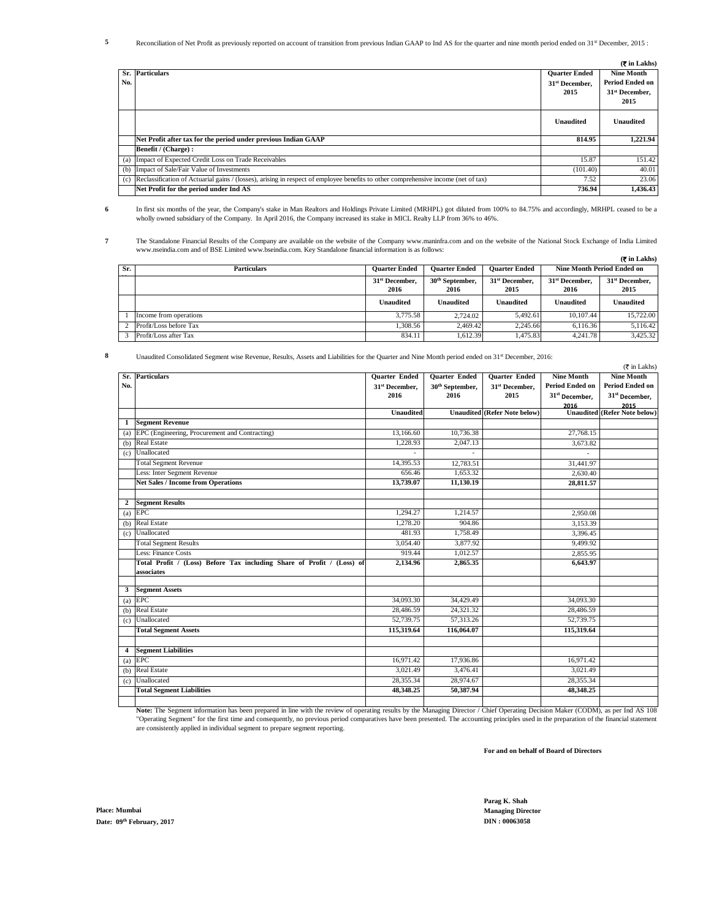5 Reconciliation of Net Profit as previously reported on account of transition from previous Indian GAAP to Ind AS for the quarter and nine month period ended on 31st December, 2015 :

(₹ in Lakhs)

| Sr. No. | Particulars | Quarter Ended 31st December, 2015 | Nine Month Period Ended on 31st December, 2015 |
|---|---|---|---|
| | | Unaudited | Unaudited |
| | **Net Profit after tax for the period under previous Indian GAAP** | **814.95** | **1,221.94** |
| | **Benefit / (Charge) :** | | |
| (a) | Impact of Expected Credit Loss on Trade Receivables | 15.87 | 151.42 |
| (b) | Impact of Sale/Fair Value of Investments | (101.40) | 40.01 |
| (c) | Reclassification of Actuarial gains / (losses), arising in respect of employee benefits to other comprehensive income (net of tax) | 7.52 | 23.06 |
| | **Net Profit for the period under Ind AS** | **736.94** | **1,436.43** |

6 In first six months of the year, the Company's stake in Man Realtors and Holdings Private Limited (MRHPL) got diluted from 100% to 84.75% and accordingly, MRHPL ceased to be a wholly owned subsidiary of the Company. In April 2016, the Company increased its stake in MICL Realty LLP from 36% to 46%.

7 The Standalone Financial Results of the Company are available on the website of the Company www.maninfra.com and on the website of the National Stock Exchange of India Limited www.nseindia.com and of BSE Limited www.bseindia.com. Key Standalone financial information is as follows:

(₹ in Lakhs)

| Sr. | Particulars | Quarter Ended | Quarter Ended | Quarter Ended | Nine Month Period Ended on | |
|---|---|---|---|---|---|---|
| | | 31st December, 2016 | 30th September, 2016 | 31st December, 2015 | 31st December, 2016 | 31st December, 2015 |
| | | Unaudited | Unaudited | Unaudited | Unaudited | Unaudited |
| 1 | Income from operations | 3,775.58 | 2,724.02 | 5,492.61 | 10,107.44 | 15,722.00 |
| 2 | Profit/Loss before Tax | 1,308.56 | 2,469.42 | 2,245.66 | 6,116.36 | 5,116.42 |
| 3 | Profit/Loss after Tax | 834.11 | 1,612.39 | 1,475.83 | 4,241.78 | 3,425.32 |

8 Unaudited Consolidated Segment wise Revenue, Results, Assets and Liabilities for the Quarter and Nine Month period ended on 31st December, 2016:

(₹ in Lakhs)

| Sr. No. | Particulars | Quarter Ended 31st December, 2016 | Quarter Ended 30th September, 2016 | Quarter Ended 31st December, 2015 | Nine Month Period Ended on 31st December, 2016 | Nine Month Period Ended on 31st December, 2015 |
|---|---|---|---|---|---|---|
| | | Unaudited | Unaudited | (Refer Note below) | Unaudited | (Refer Note below) |
| **1** | **Segment Revenue** | | | | | |
| (a) | EPC (Engineering, Procurement and Contracting) | 13,166.60 | 10,736.38 | | 27,768.15 | |
| (b) | Real Estate | 1,228.93 | 2,047.13 | | 3,673.82 | |
| (c) | Unallocated | - | - | | - | |
| | Total Segment Revenue | 14,395.53 | 12,783.51 | | 31,441.97 | |
| | Less: Inter Segment Revenue | 656.46 | 1,653.32 | | 2,630.40 | |
| | **Net Sales / Income from Operations** | **13,739.07** | **11,130.19** | | **28,811.57** | |
| **2** | **Segment Results** | | | | | |
| (a) | EPC | 1,294.27 | 1,214.57 | | 2,950.08 | |
| (b) | Real Estate | 1,278.20 | 904.86 | | 3,153.39 | |
| (c) | Unallocated | 481.93 | 1,758.49 | | 3,396.45 | |
| | Total Segment Results | 3,054.40 | 3,877.92 | | 9,499.92 | |
| | Less: Finance Costs | 919.44 | 1,012.57 | | 2,855.95 | |
| | **Total Profit / (Loss) Before Tax including Share of Profit / (Loss) of associates** | **2,134.96** | **2,865.35** | | **6,643.97** | |
| **3** | **Segment Assets** | | | | | |
| (a) | EPC | 34,093.30 | 34,429.49 | | 34,093.30 | |
| (b) | Real Estate | 28,486.59 | 24,321.32 | | 28,486.59 | |
| (c) | Unallocated | 52,739.75 | 57,313.26 | | 52,739.75 | |
| | **Total Segment Assets** | **115,319.64** | **116,064.07** | | **115,319.64** | |
| **4** | **Segment Liabilities** | | | | | |
| (a) | EPC | 16,971.42 | 17,936.86 | | 16,971.42 | |
| (b) | Real Estate | 3,021.49 | 3,476.41 | | 3,021.49 | |
| (c) | Unallocated | 28,355.34 | 28,974.67 | | 28,355.34 | |
| | **Total Segment Liabilities** | **48,348.25** | **50,387.94** | | **48,348.25** | |

**Note:** The Segment information has been prepared in line with the review of operating results by the Managing Director / Chief Operating Decision Maker (CODM), as per Ind AS 108 "Operating Segment" for the first time and consequently, no previous period comparatives have been presented. The accounting principles used in the preparation of the financial statement are consistently applied in individual segment to prepare segment reporting.

**For and on behalf of Board of Directors**

**Parag K. Shah**
**Managing Director**
**DIN : 00063058**

**Place: Mumbai**
**Date: 09th February, 2017**